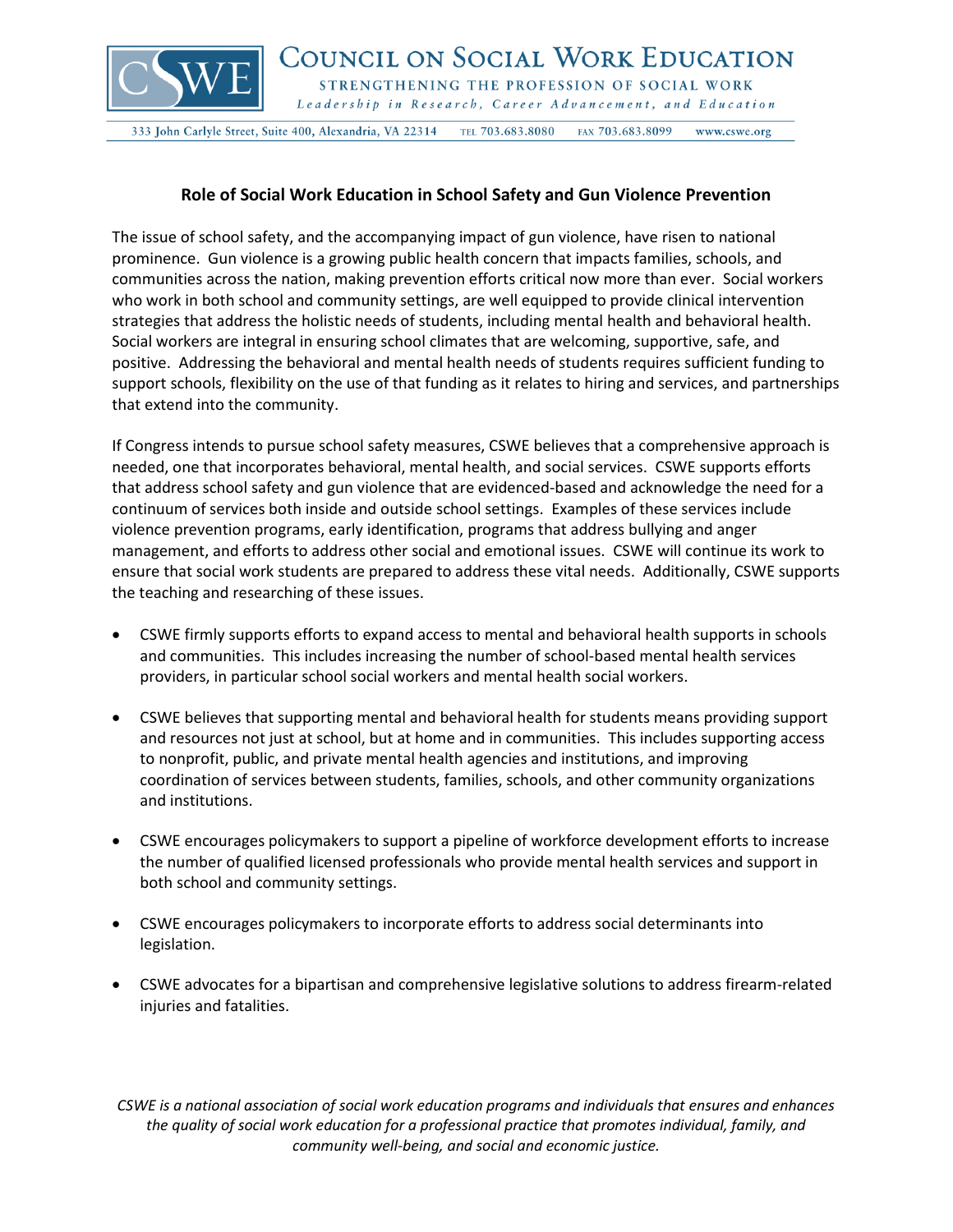# Council on Social Work Education

STRENGTHENING THE PROFESSION OF SOCIAL WORK

*Leadership in Research, Career Advancement, and Education*

333 John Carlyle Street, Suite 400, Alexandria, VA 22314 TEL 703.683.8080 FAX 703.683.8099 www.cswe.org

## Role of Social Work Education in School Safety and Gun Violence Prevention

The issue of school safety, and the accompanying impact of gun violence, have risen to national prominence. Gun violence is a growing public health concern that impacts families, schools, and communities across the nation, making prevention efforts critical now more than ever. Social workers who work in both school and community settings, are well equipped to provide clinical intervention strategies that address the holistic needs of students, including mental health and behavioral health. Social workers are integral in ensuring school climates that are welcoming, supportive, safe, and positive. Addressing the behavioral and mental health needs of students requires sufficient funding to support schools, flexibility on the use of that funding as it relates to hiring and services, and partnerships that extend into the community.

If Congress intends to pursue school safety measures, CSWE believes that a comprehensive approach is needed, one that incorporates behavioral, mental health, and social services. CSWE supports efforts that address school safety and gun violence that are evidenced-based and acknowledge the need for a continuum of services both inside and outside school settings. Examples of these services include violence prevention programs, early identification, programs that address bullying and anger management, and efforts to address other social and emotional issues. CSWE will continue its work to ensure that social work students are prepared to address these vital needs. Additionally, CSWE supports the teaching and researching of these issues.

- CSWE firmly supports efforts to expand access to mental and behavioral health supports in schools and communities. This includes increasing the number of school-based mental health services providers, in particular school social workers and mental health social workers.
- CSWE believes that supporting mental and behavioral health for students means providing support and resources not just at school, but at home and in communities. This includes supporting access to nonprofit, public, and private mental health agencies and institutions, and improving coordination of services between students, families, schools, and other community organizations and institutions.
- CSWE encourages policymakers to support a pipeline of workforce development efforts to increase the number of qualified licensed professionals who provide mental health services and support in both school and community settings.
- CSWE encourages policymakers to incorporate efforts to address social determinants into legislation.
- CSWE advocates for a bipartisan and comprehensive legislative solutions to address firearm-related injuries and fatalities.

*CSWE is a national association of social work education programs and individuals that ensures and enhances the quality of social work education for a professional practice that promotes individual, family, and community well-being, and social and economic justice.*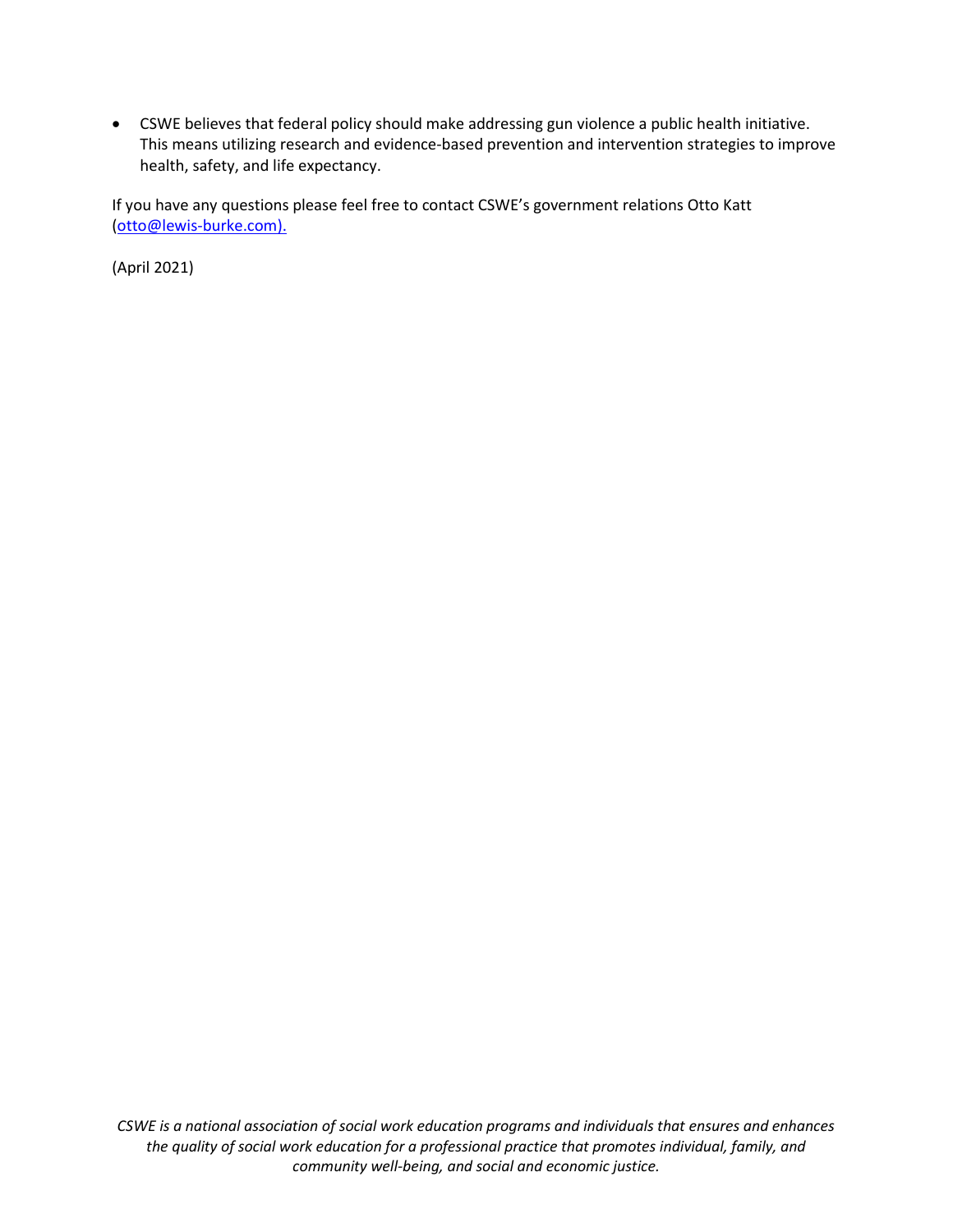- CSWE believes that federal policy should make addressing gun violence a public health initiative. This means utilizing research and evidence-based prevention and intervention strategies to improve health, safety, and life expectancy.

If you have any questions please feel free to contact CSWE's government relations Otto Katt (otto@lewis-burke.com).

(April 2021)

*CSWE is a national association of social work education programs and individuals that ensures and enhances the quality of social work education for a professional practice that promotes individual, family, and community well-being, and social and economic justice.*